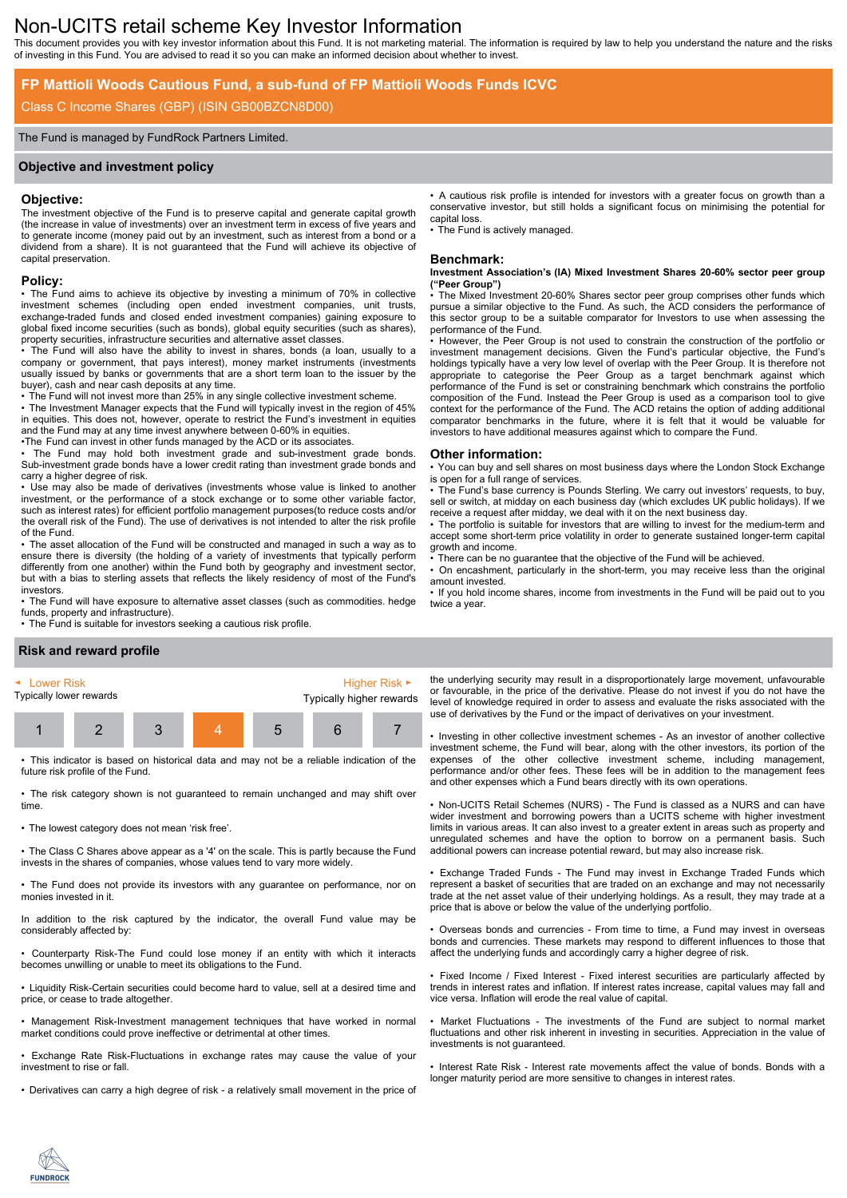# Non-UCITS retail scheme Key Investor Information

This document provides you with key investor information about this Fund. It is not marketing material. The information is required by law to help you understand the nature and the risks of investing in this Fund. You are advised to read it so you can make an informed decision about whether to invest.

## FP Mattioli Woods Cautious Fund, a sub-fund of FP Mattioli Woods Funds ICVC

Class C Income Shares (GBP) (ISIN GB00BZCN8D00)

The Fund is managed by FundRock Partners Limited.

## Objective and investment policy

### Objective:

The investment objective of the Fund is to preserve capital and generate capital growth (the increase in value of investments) over an investment term in excess of five years and to generate income (money paid out by an investment, such as interest from a bond or a dividend from a share). It is not guaranteed that the Fund will achieve its objective of capital preservation.

### Policy:

- The Fund aims to achieve its objective by investing a minimum of 70% in collective investment schemes (including open ended investment companies, unit trusts, exchange-traded funds and closed ended investment companies) gaining exposure to global fixed income securities (such as bonds), global equity securities (such as shares), property securities, infrastructure securities and alternative asset classes.
- The Fund will also have the ability to invest in shares, bonds (a loan, usually to a company or government, that pays interest), money market instruments (investments usually issued by banks or governments that are a short term loan to the issuer by the buyer), cash and near cash deposits at any time.
- The Fund will not invest more than 25% in any single collective investment scheme.
- The Investment Manager expects that the Fund will typically invest in the region of 45% in equities. This does not, however, operate to restrict the Fund's investment in equities and the Fund may at any time invest anywhere between 0-60% in equities.
- The Fund can invest in other funds managed by the ACD or its associates.
- The Fund may hold both investment grade and sub-investment grade bonds. Sub-investment grade bonds have a lower credit rating than investment grade bonds and carry a higher degree of risk.
- Use may also be made of derivatives (investments whose value is linked to another investment, or the performance of a stock exchange or to some other variable factor, such as interest rates) for efficient portfolio management purposes(to reduce costs and/or the overall risk of the Fund). The use of derivatives is not intended to alter the risk profile of the Fund.
- The asset allocation of the Fund will be constructed and managed in such a way as to ensure there is diversity (the holding of a variety of investments that typically perform differently from one another) within the Fund both by geography and investment sector, but with a bias to sterling assets that reflects the likely residency of most of the Fund's investors.
- The Fund will have exposure to alternative asset classes (such as commodities. hedge funds, property and infrastructure).
- The Fund is suitable for investors seeking a cautious risk profile.
- A cautious risk profile is intended for investors with a greater focus on growth than a conservative investor, but still holds a significant focus on minimising the potential for capital loss.
- The Fund is actively managed.

### Benchmark:

**Investment Association's (IA) Mixed Investment Shares 20-60% sector peer group ("Peer Group")**

- The Mixed Investment 20-60% Shares sector peer group comprises other funds which pursue a similar objective to the Fund. As such, the ACD considers the performance of this sector group to be a suitable comparator for Investors to use when assessing the performance of the Fund.
- However, the Peer Group is not used to constrain the construction of the portfolio or investment management decisions. Given the Fund's particular objective, the Fund's holdings typically have a very low level of overlap with the Peer Group. It is therefore not appropriate to categorise the Peer Group as a target benchmark against which performance of the Fund is set or constraining benchmark which constrains the portfolio composition of the Fund. Instead the Peer Group is used as a comparison tool to give context for the performance of the Fund. The ACD retains the option of adding additional comparator benchmarks in the future, where it is felt that it would be valuable for investors to have additional measures against which to compare the Fund.

### Other information:

- You can buy and sell shares on most business days where the London Stock Exchange is open for a full range of services.
- The Fund's base currency is Pounds Sterling. We carry out investors' requests, to buy, sell or switch, at midday on each business day (which excludes UK public holidays). If we receive a request after midday, we deal with it on the next business day.
- The portfolio is suitable for investors that are willing to invest for the medium-term and accept some short-term price volatility in order to generate sustained longer-term capital growth and income.
- There can be no guarantee that the objective of the Fund will be achieved.
- On encashment, particularly in the short-term, you may receive less than the original amount invested.
- If you hold income shares, income from investments in the Fund will be paid out to you twice a year.

## Risk and reward profile

◄ Lower Risk — Typically lower rewards | Higher Risk ► — Typically higher rewards

| 1 | 2 | 3 | **4** | 5 | 6 | 7 |
|---|---|---|---|---|---|---|

- This indicator is based on historical data and may not be a reliable indication of the future risk profile of the Fund.
- The risk category shown is not guaranteed to remain unchanged and may shift over time.
- The lowest category does not mean 'risk free'.
- The Class C Shares above appear as a '4' on the scale. This is partly because the Fund invests in the shares of companies, whose values tend to vary more widely.
- The Fund does not provide its investors with any guarantee on performance, nor on monies invested in it.

In addition to the risk captured by the indicator, the overall Fund value may be considerably affected by:

- Counterparty Risk-The Fund could lose money if an entity with which it interacts becomes unwilling or unable to meet its obligations to the Fund.
- Liquidity Risk-Certain securities could become hard to value, sell at a desired time and price, or cease to trade altogether.
- Management Risk-Investment management techniques that have worked in normal market conditions could prove ineffective or detrimental at other times.
- Exchange Rate Risk-Fluctuations in exchange rates may cause the value of your investment to rise or fall.
- Derivatives can carry a high degree of risk - a relatively small movement in the price of the underlying security may result in a disproportionately large movement, unfavourable or favourable, in the price of the derivative. Please do not invest if you do not have the level of knowledge required in order to assess and evaluate the risks associated with the use of derivatives by the Fund or the impact of derivatives on your investment.
- Investing in other collective investment schemes - As an investor of another collective investment scheme, the Fund will bear, along with the other investors, its portion of the expenses of the other collective investment scheme, including management, performance and/or other fees. These fees will be in addition to the management fees and other expenses which a Fund bears directly with its own operations.
- Non-UCITS Retail Schemes (NURS) - The Fund is classed as a NURS and can have wider investment and borrowing powers than a UCITS scheme with higher investment limits in various areas. It can also invest to a greater extent in areas such as property and unregulated schemes and have the option to borrow on a permanent basis. Such additional powers can increase potential reward, but may also increase risk.
- Exchange Traded Funds - The Fund may invest in Exchange Traded Funds which represent a basket of securities that are traded on an exchange and may not necessarily trade at the net asset value of their underlying holdings. As a result, they may trade at a price that is above or below the value of the underlying portfolio.
- Overseas bonds and currencies - From time to time, a Fund may invest in overseas bonds and currencies. These markets may respond to different influences to those that affect the underlying funds and accordingly carry a higher degree of risk.
- Fixed Income / Fixed Interest - Fixed interest securities are particularly affected by trends in interest rates and inflation. If interest rates increase, capital values may fall and vice versa. Inflation will erode the real value of capital.
- Market Fluctuations - The investments of the Fund are subject to normal market fluctuations and other risk inherent in investing in securities. Appreciation in the value of investments is not guaranteed.
- Interest Rate Risk - Interest rate movements affect the value of bonds. Bonds with a longer maturity period are more sensitive to changes in interest rates.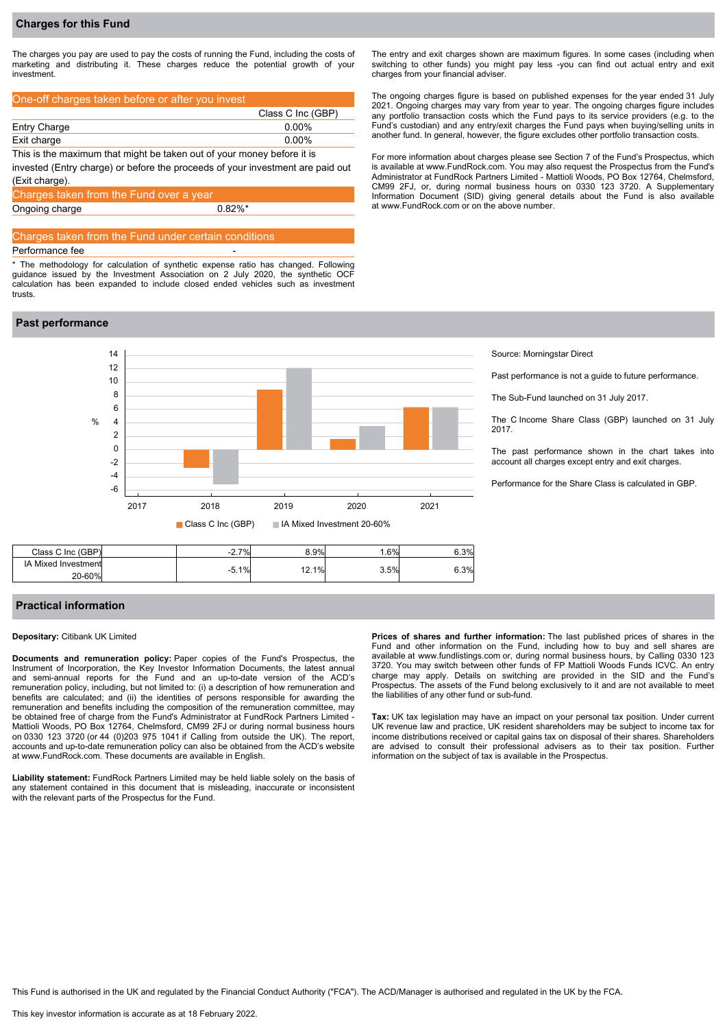## Charges for this Fund

The charges you pay are used to pay the costs of running the Fund, including the costs of marketing and distributing it. These charges reduce the potential growth of your investment.

| One-off charges taken before or after you invest | |
|---|---|
| | Class C Inc (GBP) |
| Entry Charge | 0.00% |
| Exit charge | 0.00% |

This is the maximum that might be taken out of your money before it is invested (Entry charge) or before the proceeds of your investment are paid out (Exit charge).

| Charges taken from the Fund over a year | |
|---|---|
| Ongoing charge | 0.82%* |

| Charges taken from the Fund under certain conditions | |
|---|---|
| Performance fee | - |

* The methodology for calculation of synthetic expense ratio has changed. Following guidance issued by the Investment Association on 2 July 2020, the synthetic OCF calculation has been expanded to include closed ended vehicles such as investment trusts.

The entry and exit charges shown are maximum figures. In some cases (including when switching to other funds) you might pay less -you can find out actual entry and exit charges from your financial adviser.

The ongoing charges figure is based on published expenses for the year ended 31 July 2021. Ongoing charges may vary from year to year. The ongoing charges figure includes any portfolio transaction costs which the Fund pays to its service providers (e.g. to the Fund's custodian) and any entry/exit charges the Fund pays when buying/selling units in another fund. In general, however, the figure excludes other portfolio transaction costs.

For more information about charges please see Section 7 of the Fund's Prospectus, which is available at www.FundRock.com. You may also request the Prospectus from the Fund's Administrator at FundRock Partners Limited - Mattioli Woods, PO Box 12764, Chelmsford, CM99 2FJ, or, during normal business hours on 0330 123 3720. A Supplementary Information Document (SID) giving general details about the Fund is also available at www.FundRock.com or on the above number.

## Past performance

%
14
12
10
8
6
4
2
0
-2
-4
-6
2017
2018
2019
2020
2021

Class C Inc (GBP)
IA Mixed Investment 20-60%

| | 2018 | 2019 | 2020 | 2021 |
|---|---|---|---|---|
| Class C Inc (GBP) | -2.7% | 8.9% | 1.6% | 6.3% |
| IA Mixed Investment 20-60% | -5.1% | 12.1% | 3.5% | 6.3% |

Source: Morningstar Direct

Past performance is not a guide to future performance.

The Sub-Fund launched on 31 July 2017.

The C Income Share Class (GBP) launched on 31 July 2017.

The past performance shown in the chart takes into account all charges except entry and exit charges.

Performance for the Share Class is calculated in GBP.

## Practical information

**Depositary:** Citibank UK Limited

**Documents and remuneration policy:** Paper copies of the Fund's Prospectus, the Instrument of Incorporation, the Key Investor Information Documents, the latest annual and semi-annual reports for the Fund and an up-to-date version of the ACD's remuneration policy, including, but not limited to: (i) a description of how remuneration and benefits are calculated; and (ii) the identities of persons responsible for awarding the remuneration and benefits including the composition of the remuneration committee, may be obtained free of charge from the Fund's Administrator at FundRock Partners Limited - Mattioli Woods, PO Box 12764, Chelmsford, CM99 2FJ or during normal business hours on 0330 123 3720 (or 44 (0)203 975 1041 if Calling from outside the UK). The report, accounts and up-to-date remuneration policy can also be obtained from the ACD's website at www.FundRock.com. These documents are available in English.

**Liability statement:** FundRock Partners Limited may be held liable solely on the basis of any statement contained in this document that is misleading, inaccurate or inconsistent with the relevant parts of the Prospectus for the Fund.

**Prices of shares and further information:** The last published prices of shares in the Fund and other information on the Fund, including how to buy and sell shares are available at www.fundlistings.com or, during normal business hours, by Calling 0330 123 3720. You may switch between other funds of FP Mattioli Woods Funds ICVC. An entry charge may apply. Details on switching are provided in the SID and the Fund's Prospectus. The assets of the Fund belong exclusively to it and are not available to meet the liabilities of any other fund or sub-fund.

**Tax:** UK tax legislation may have an impact on your personal tax position. Under current UK revenue law and practice, UK resident shareholders may be subject to income tax for income distributions received or capital gains tax on disposal of their shares. Shareholders are advised to consult their professional advisers as to their tax position. Further information on the subject of tax is available in the Prospectus.

This Fund is authorised in the UK and regulated by the Financial Conduct Authority ("FCA"). The ACD/Manager is authorised and regulated in the UK by the FCA.

This key investor information is accurate as at 18 February 2022.